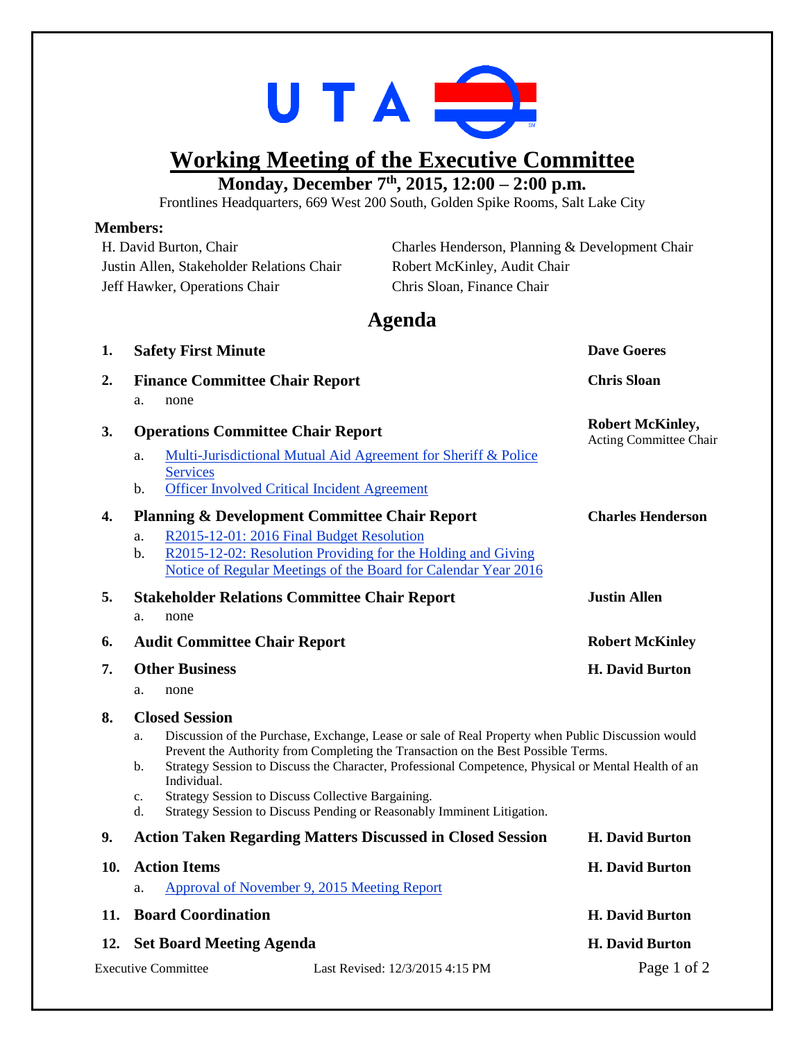UTA

# Working Meeting of the Executive Committee

**Monday, December 7th, 2015, 12:00 – 2:00 p.m.**

Frontlines Headquarters, 669 West 200 South, Golden Spike Rooms, Salt Lake City

**Members:**

H. David Burton, Chair
Justin Allen, Stakeholder Relations Chair
Jeff Hawker, Operations Chair
Charles Henderson, Planning & Development Chair
Robert McKinley, Audit Chair
Chris Sloan, Finance Chair

## Agenda

1. **Safety First Minute** — **Dave Goeres**
2. **Finance Committee Chair Report** — **Chris Sloan**
   a. none
3. **Operations Committee Chair Report** — **Robert McKinley,** Acting Committee Chair
   a. Multi-Jurisdictional Mutual Aid Agreement for Sheriff & Police Services
   b. Officer Involved Critical Incident Agreement
4. **Planning & Development Committee Chair Report** — **Charles Henderson**
   a. R2015-12-01: 2016 Final Budget Resolution
   b. R2015-12-02: Resolution Providing for the Holding and Giving Notice of Regular Meetings of the Board for Calendar Year 2016
5. **Stakeholder Relations Committee Chair Report** — **Justin Allen**
   a. none
6. **Audit Committee Chair Report** — **Robert McKinley**
7. **Other Business** — **H. David Burton**
   a. none
8. **Closed Session**
   a. Discussion of the Purchase, Exchange, Lease or sale of Real Property when Public Discussion would Prevent the Authority from Completing the Transaction on the Best Possible Terms.
   b. Strategy Session to Discuss the Character, Professional Competence, Physical or Mental Health of an Individual.
   c. Strategy Session to Discuss Collective Bargaining.
   d. Strategy Session to Discuss Pending or Reasonably Imminent Litigation.
9. **Action Taken Regarding Matters Discussed in Closed Session** — **H. David Burton**
10. **Action Items** — **H. David Burton**
    a. Approval of November 9, 2015 Meeting Report
11. **Board Coordination** — **H. David Burton**
12. **Set Board Meeting Agenda** — **H. David Burton**

Executive Committee Last Revised: 12/3/2015 4:15 PM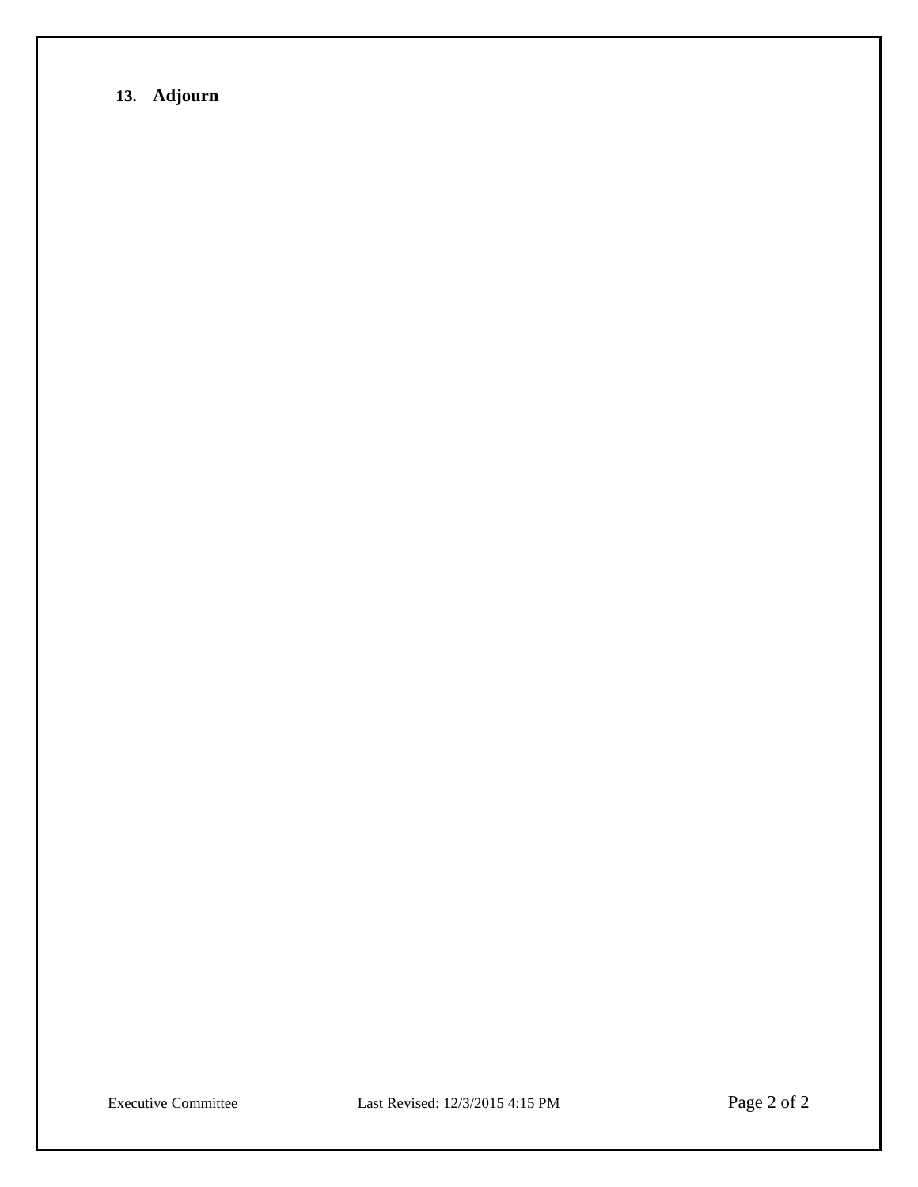**13. Adjourn**